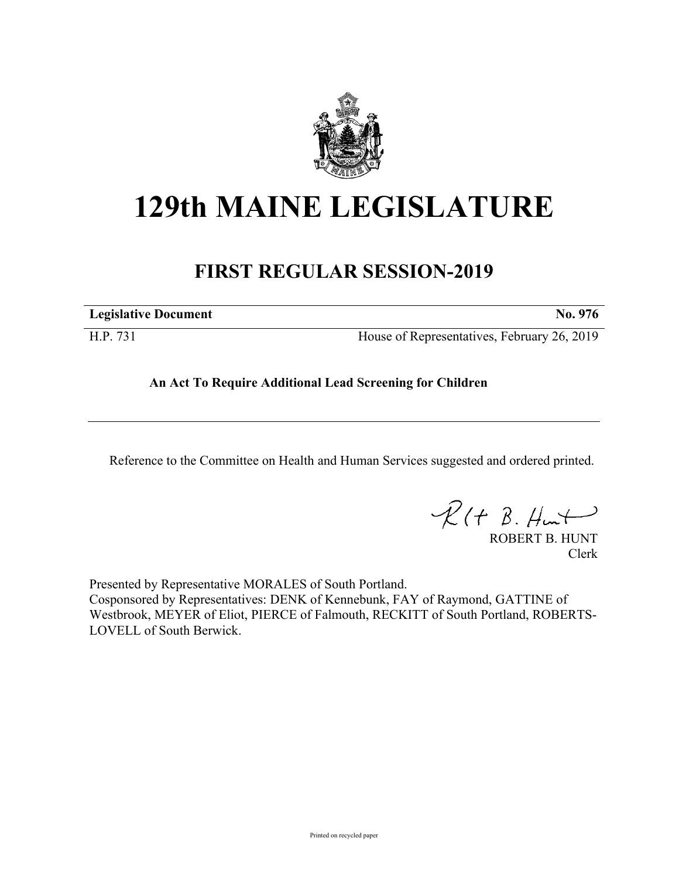# 129th MAINE LEGISLATURE

## FIRST REGULAR SESSION-2019

| **Legislative Document** | **No. 976** |
| --- | --- |
| H.P. 731 | House of Representatives, February 26, 2019 |

**An Act To Require Additional Lead Screening for Children**

Reference to the Committee on Health and Human Services suggested and ordered printed.

ROBERT B. HUNT
Clerk

Presented by Representative MORALES of South Portland.
Cosponsored by Representatives: DENK of Kennebunk, FAY of Raymond, GATTINE of Westbrook, MEYER of Eliot, PIERCE of Falmouth, RECKITT of South Portland, ROBERTS-LOVELL of South Berwick.

Printed on recycled paper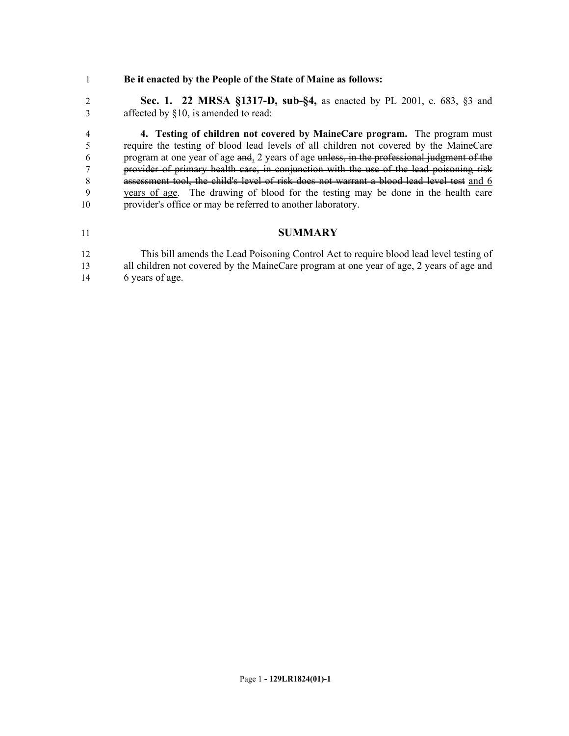**Be it enacted by the People of the State of Maine as follows:**

**Sec. 1. 22 MRSA §1317-D, sub-§4,** as enacted by PL 2001, c. 683, §3 and affected by §10, is amended to read:

**4. Testing of children not covered by MaineCare program.** The program must require the testing of blood lead levels of all children not covered by the MaineCare program at one year of age ~~and~~, 2 years of age ~~unless, in the professional judgment of the provider of primary health care, in conjunction with the use of the lead poisoning risk assessment tool, the child's level of risk does not warrant a blood lead level test~~ <u>and 6 years of age</u>. The drawing of blood for the testing may be done in the health care provider's office or may be referred to another laboratory.

## SUMMARY

This bill amends the Lead Poisoning Control Act to require blood lead level testing of all children not covered by the MaineCare program at one year of age, 2 years of age and 6 years of age.